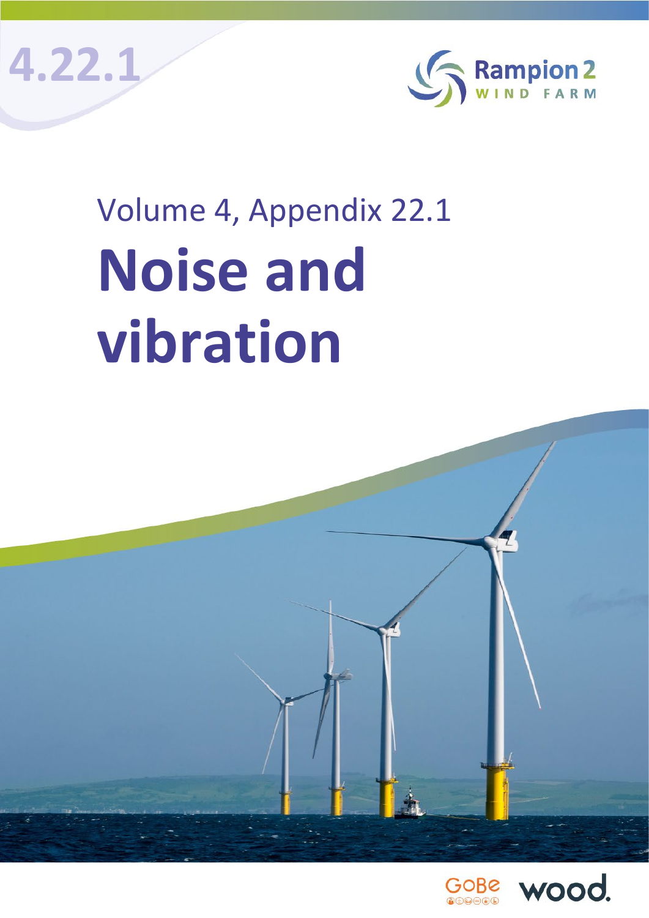4.22.1

Rampion 2
WIND FARM

Volume 4, Appendix 22.1

# Noise and vibration

GoBe wood.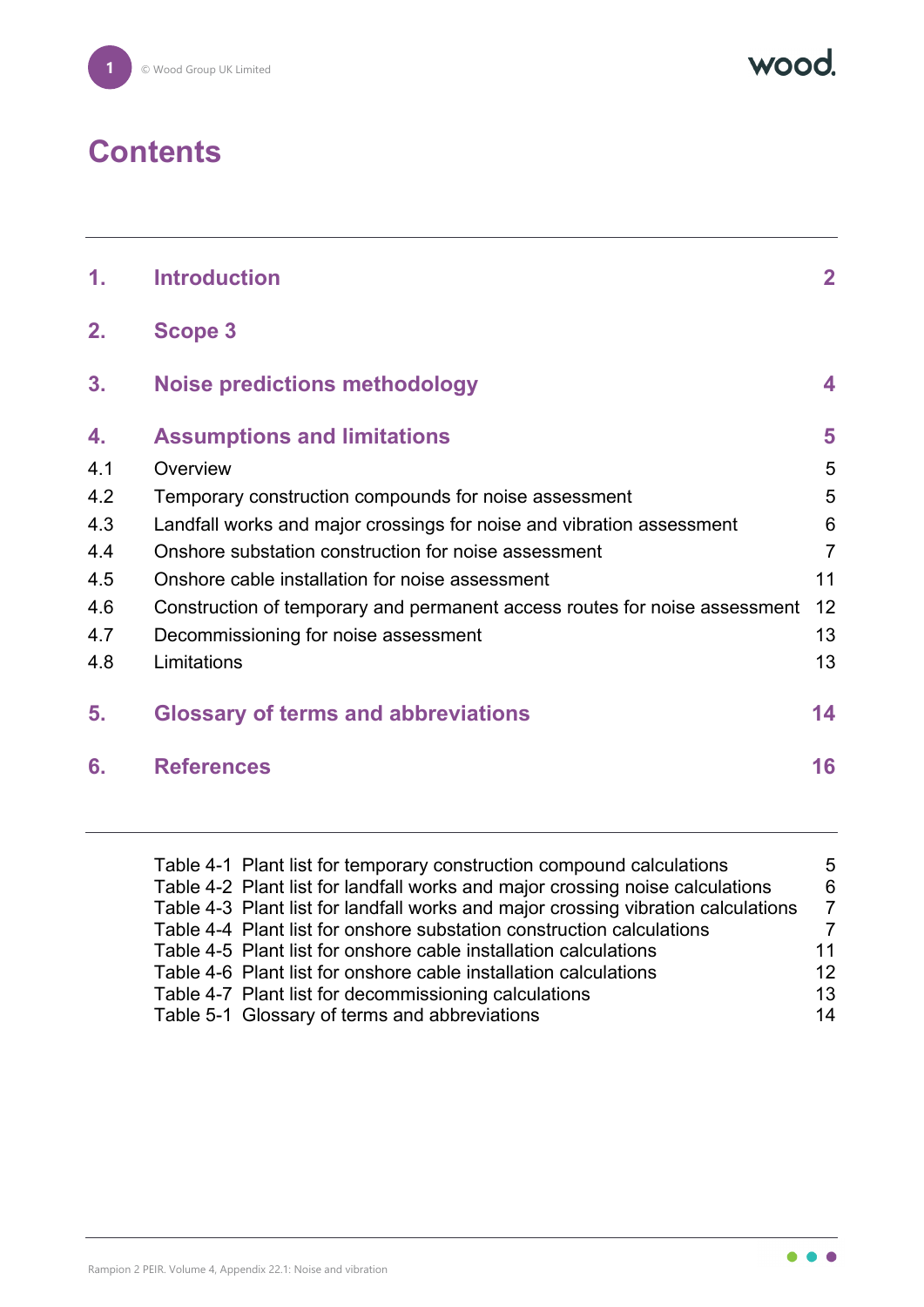# Contents

| | | |
|---|---|---|
| **1.** | **Introduction** | **2** |
| **2.** | **Scope 3** | |
| **3.** | **Noise predictions methodology** | **4** |
| **4.** | **Assumptions and limitations** | **5** |
| 4.1 | Overview | 5 |
| 4.2 | Temporary construction compounds for noise assessment | 5 |
| 4.3 | Landfall works and major crossings for noise and vibration assessment | 6 |
| 4.4 | Onshore substation construction for noise assessment | 7 |
| 4.5 | Onshore cable installation for noise assessment | 11 |
| 4.6 | Construction of temporary and permanent access routes for noise assessment | 12 |
| 4.7 | Decommissioning for noise assessment | 13 |
| 4.8 | Limitations | 13 |
| **5.** | **Glossary of terms and abbreviations** | **14** |
| **6.** | **References** | **16** |

| | |
|---|---|
| Table 4-1 Plant list for temporary construction compound calculations | 5 |
| Table 4-2 Plant list for landfall works and major crossing noise calculations | 6 |
| Table 4-3 Plant list for landfall works and major crossing vibration calculations | 7 |
| Table 4-4 Plant list for onshore substation construction calculations | 7 |
| Table 4-5 Plant list for onshore cable installation calculations | 11 |
| Table 4-6 Plant list for onshore cable installation calculations | 12 |
| Table 4-7 Plant list for decommissioning calculations | 13 |
| Table 5-1 Glossary of terms and abbreviations | 14 |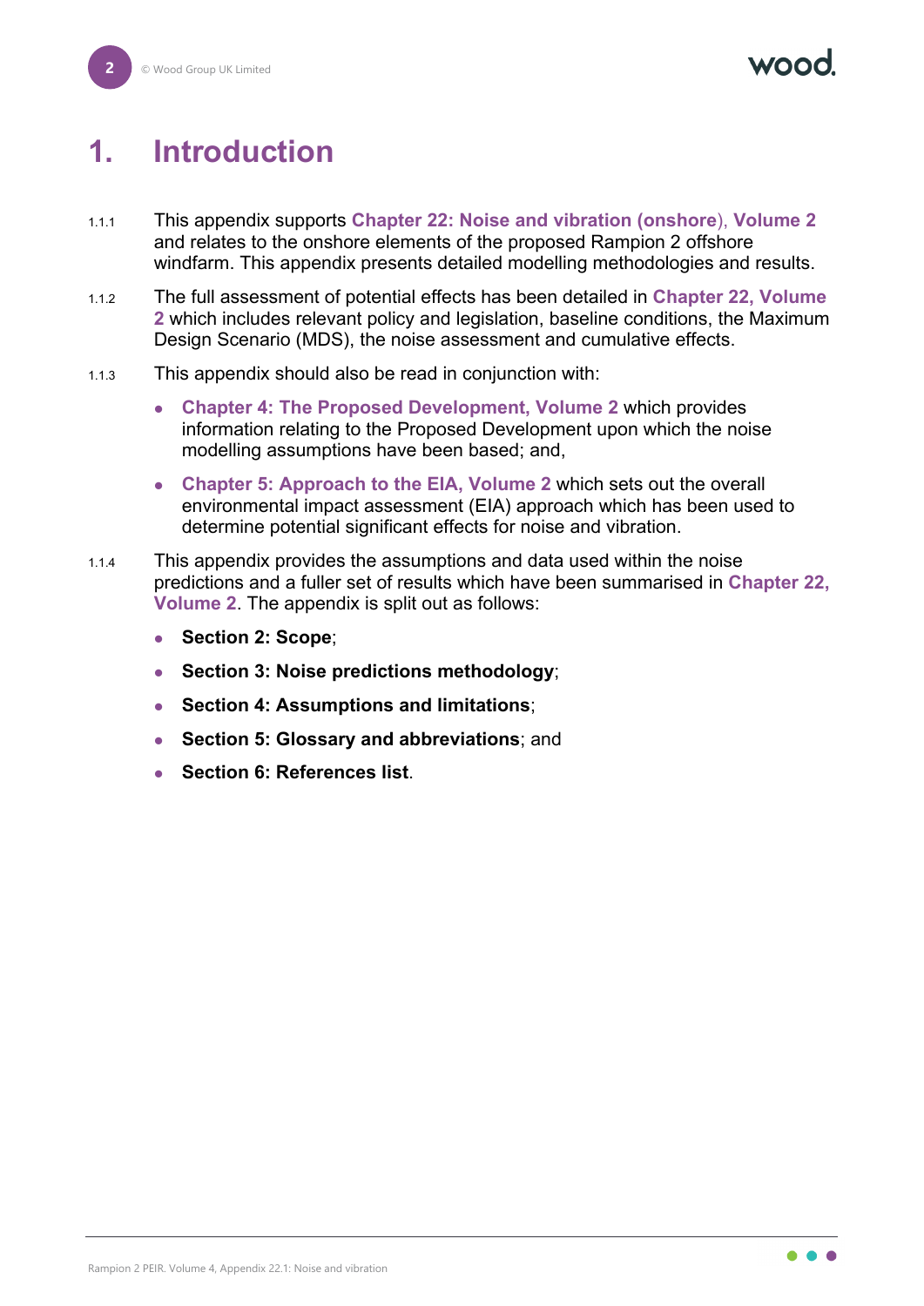# 1. Introduction

1.1.1 This appendix supports **Chapter 22: Noise and vibration (onshore)**, **Volume 2** and relates to the onshore elements of the proposed Rampion 2 offshore windfarm. This appendix presents detailed modelling methodologies and results.

1.1.2 The full assessment of potential effects has been detailed in **Chapter 22, Volume 2** which includes relevant policy and legislation, baseline conditions, the Maximum Design Scenario (MDS), the noise assessment and cumulative effects.

1.1.3 This appendix should also be read in conjunction with:

- **Chapter 4: The Proposed Development, Volume 2** which provides information relating to the Proposed Development upon which the noise modelling assumptions have been based; and,
- **Chapter 5: Approach to the EIA, Volume 2** which sets out the overall environmental impact assessment (EIA) approach which has been used to determine potential significant effects for noise and vibration.

1.1.4 This appendix provides the assumptions and data used within the noise predictions and a fuller set of results which have been summarised in **Chapter 22, Volume 2**. The appendix is split out as follows:

- **Section 2: Scope**;
- **Section 3: Noise predictions methodology**;
- **Section 4: Assumptions and limitations**;
- **Section 5: Glossary and abbreviations**; and
- **Section 6: References list**.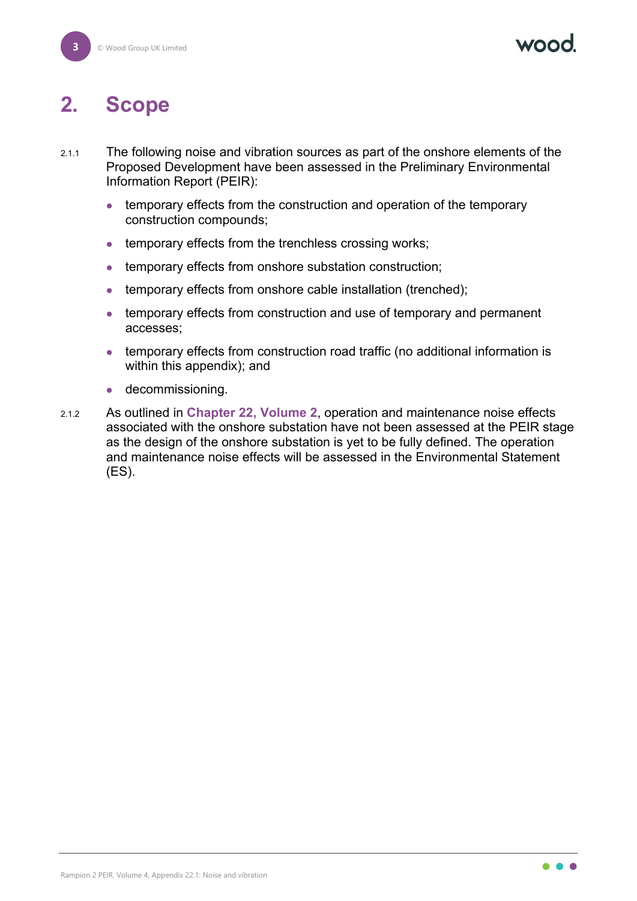# 2. Scope

2.1.1 The following noise and vibration sources as part of the onshore elements of the Proposed Development have been assessed in the Preliminary Environmental Information Report (PEIR):

- temporary effects from the construction and operation of the temporary construction compounds;
- temporary effects from the trenchless crossing works;
- temporary effects from onshore substation construction;
- temporary effects from onshore cable installation (trenched);
- temporary effects from construction and use of temporary and permanent accesses;
- temporary effects from construction road traffic (no additional information is within this appendix); and
- decommissioning.

2.1.2 As outlined in **Chapter 22, Volume 2**, operation and maintenance noise effects associated with the onshore substation have not been assessed at the PEIR stage as the design of the onshore substation is yet to be fully defined. The operation and maintenance noise effects will be assessed in the Environmental Statement (ES).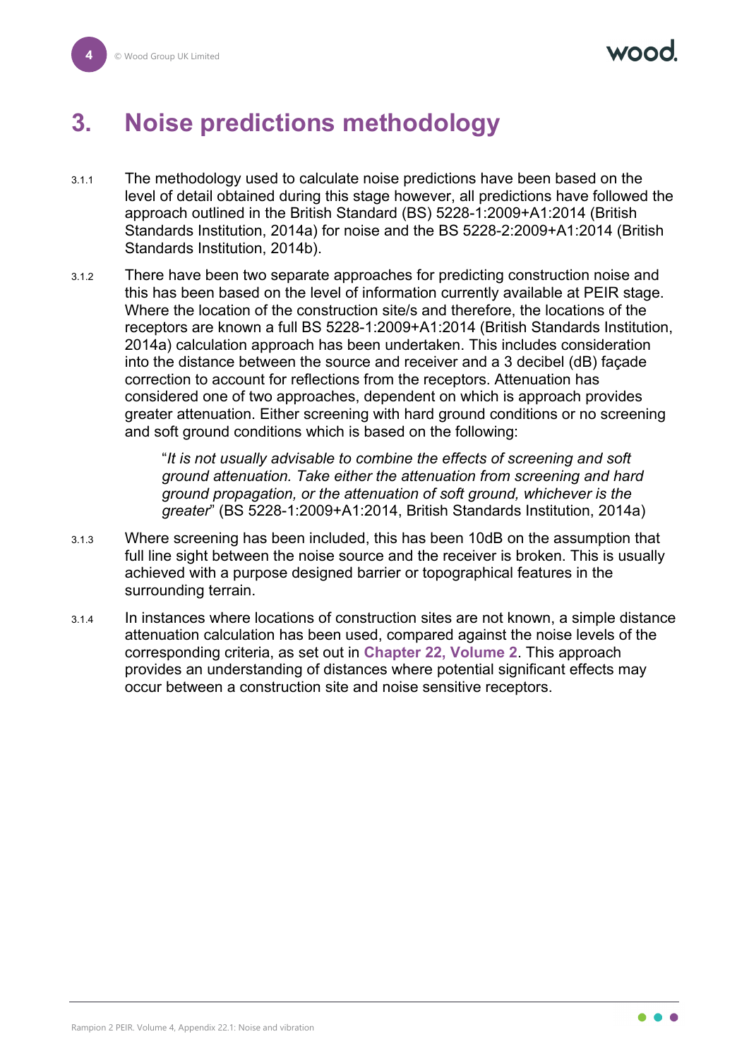# 3. Noise predictions methodology

3.1.1 The methodology used to calculate noise predictions have been based on the level of detail obtained during this stage however, all predictions have followed the approach outlined in the British Standard (BS) 5228-1:2009+A1:2014 (British Standards Institution, 2014a) for noise and the BS 5228-2:2009+A1:2014 (British Standards Institution, 2014b).

3.1.2 There have been two separate approaches for predicting construction noise and this has been based on the level of information currently available at PEIR stage. Where the location of the construction site/s and therefore, the locations of the receptors are known a full BS 5228-1:2009+A1:2014 (British Standards Institution, 2014a) calculation approach has been undertaken. This includes consideration into the distance between the source and receiver and a 3 decibel (dB) façade correction to account for reflections from the receptors. Attenuation has considered one of two approaches, dependent on which is approach provides greater attenuation. Either screening with hard ground conditions or no screening and soft ground conditions which is based on the following:

> "*It is not usually advisable to combine the effects of screening and soft ground attenuation. Take either the attenuation from screening and hard ground propagation, or the attenuation of soft ground, whichever is the greater*" (BS 5228-1:2009+A1:2014, British Standards Institution, 2014a)

3.1.3 Where screening has been included, this has been 10dB on the assumption that full line sight between the noise source and the receiver is broken. This is usually achieved with a purpose designed barrier or topographical features in the surrounding terrain.

3.1.4 In instances where locations of construction sites are not known, a simple distance attenuation calculation has been used, compared against the noise levels of the corresponding criteria, as set out in **Chapter 22, Volume 2**. This approach provides an understanding of distances where potential significant effects may occur between a construction site and noise sensitive receptors.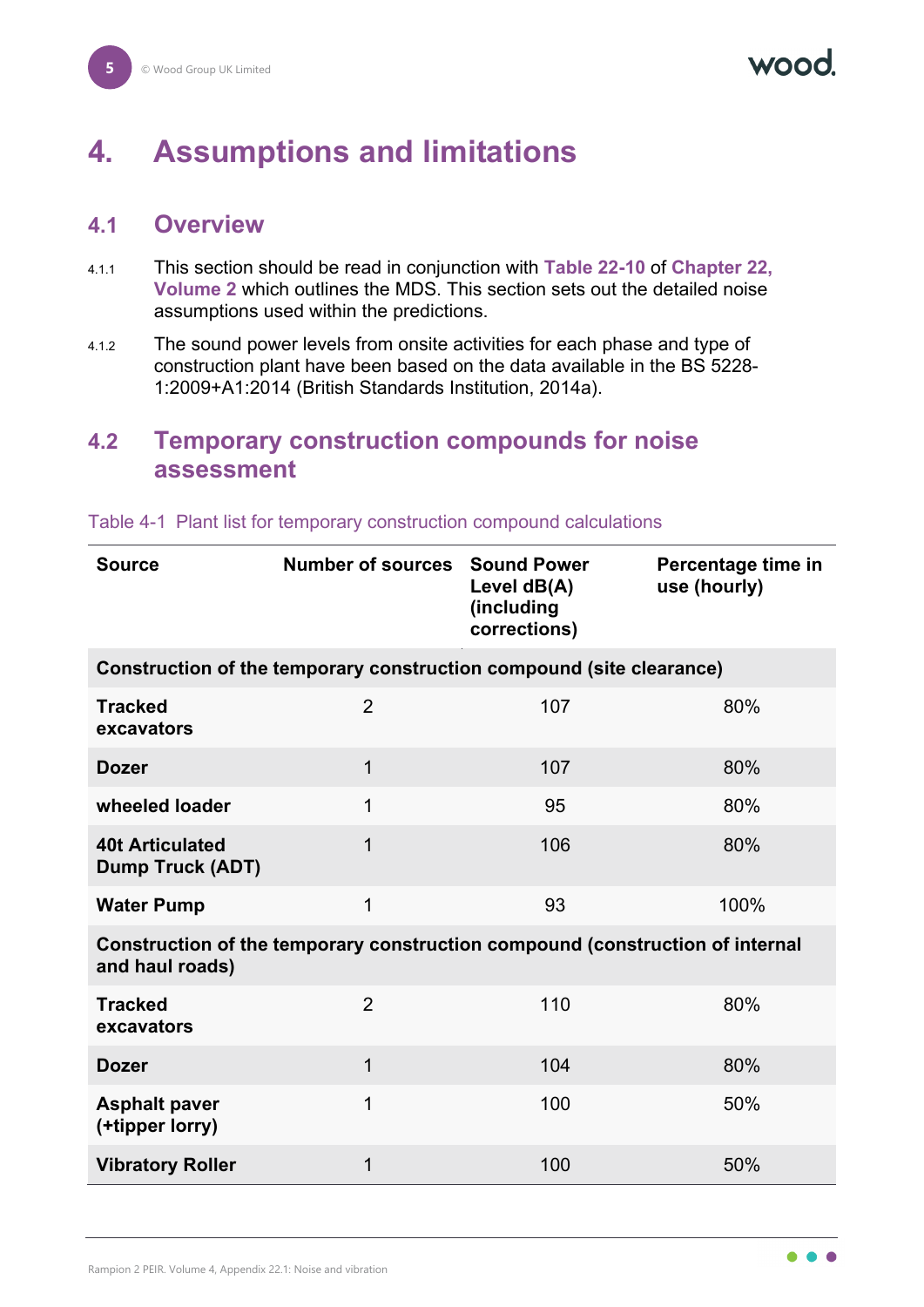# 4. Assumptions and limitations

## 4.1 Overview

4.1.1 This section should be read in conjunction with **Table 22-10** of **Chapter 22, Volume 2** which outlines the MDS. This section sets out the detailed noise assumptions used within the predictions.

4.1.2 The sound power levels from onsite activities for each phase and type of construction plant have been based on the data available in the BS 5228-1:2009+A1:2014 (British Standards Institution, 2014a).

## 4.2 Temporary construction compounds for noise assessment

Table 4-1 Plant list for temporary construction compound calculations

| Source | Number of sources | Sound Power Level dB(A) (including corrections) | Percentage time in use (hourly) |
|---|---|---|---|
| **Construction of the temporary construction compound (site clearance)** | | | |
| **Tracked excavators** | 2 | 107 | 80% |
| **Dozer** | 1 | 107 | 80% |
| **wheeled loader** | 1 | 95 | 80% |
| **40t Articulated Dump Truck (ADT)** | 1 | 106 | 80% |
| **Water Pump** | 1 | 93 | 100% |
| **Construction of the temporary construction compound (construction of internal and haul roads)** | | | |
| **Tracked excavators** | 2 | 110 | 80% |
| **Dozer** | 1 | 104 | 80% |
| **Asphalt paver (+tipper lorry)** | 1 | 100 | 50% |
| **Vibratory Roller** | 1 | 100 | 50% |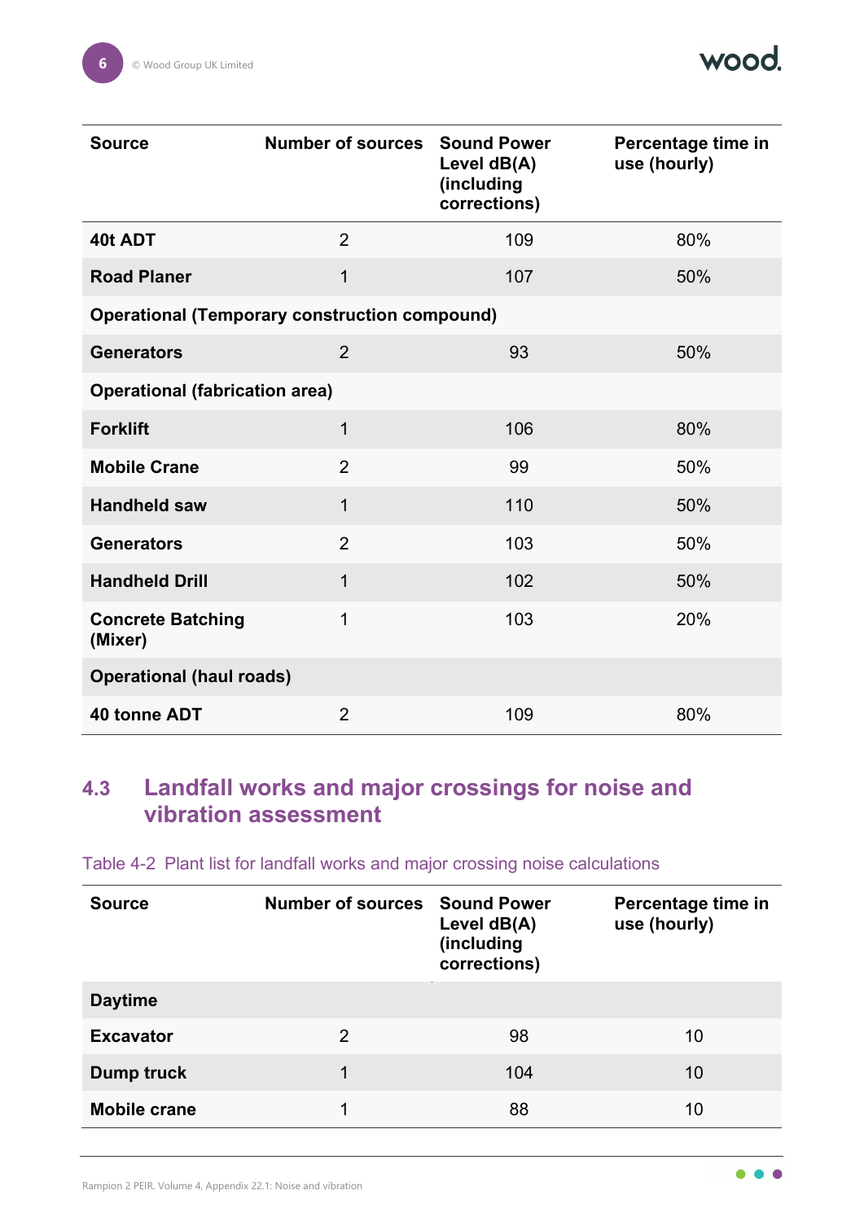| Source | Number of sources | Sound Power Level dB(A) (including corrections) | Percentage time in use (hourly) |
|---|---|---|---|
| **40t ADT** | 2 | 109 | 80% |
| **Road Planer** | 1 | 107 | 50% |
| **Operational (Temporary construction compound)** | | | |
| **Generators** | 2 | 93 | 50% |
| **Operational (fabrication area)** | | | |
| **Forklift** | 1 | 106 | 80% |
| **Mobile Crane** | 2 | 99 | 50% |
| **Handheld saw** | 1 | 110 | 50% |
| **Generators** | 2 | 103 | 50% |
| **Handheld Drill** | 1 | 102 | 50% |
| **Concrete Batching (Mixer)** | 1 | 103 | 20% |
| **Operational (haul roads)** | | | |
| **40 tonne ADT** | 2 | 109 | 80% |

## 4.3 Landfall works and major crossings for noise and vibration assessment

Table 4-2 Plant list for landfall works and major crossing noise calculations

| Source | Number of sources | Sound Power Level dB(A) (including corrections) | Percentage time in use (hourly) |
|---|---|---|---|
| **Daytime** | | | |
| **Excavator** | 2 | 98 | 10 |
| **Dump truck** | 1 | 104 | 10 |
| **Mobile crane** | 1 | 88 | 10 |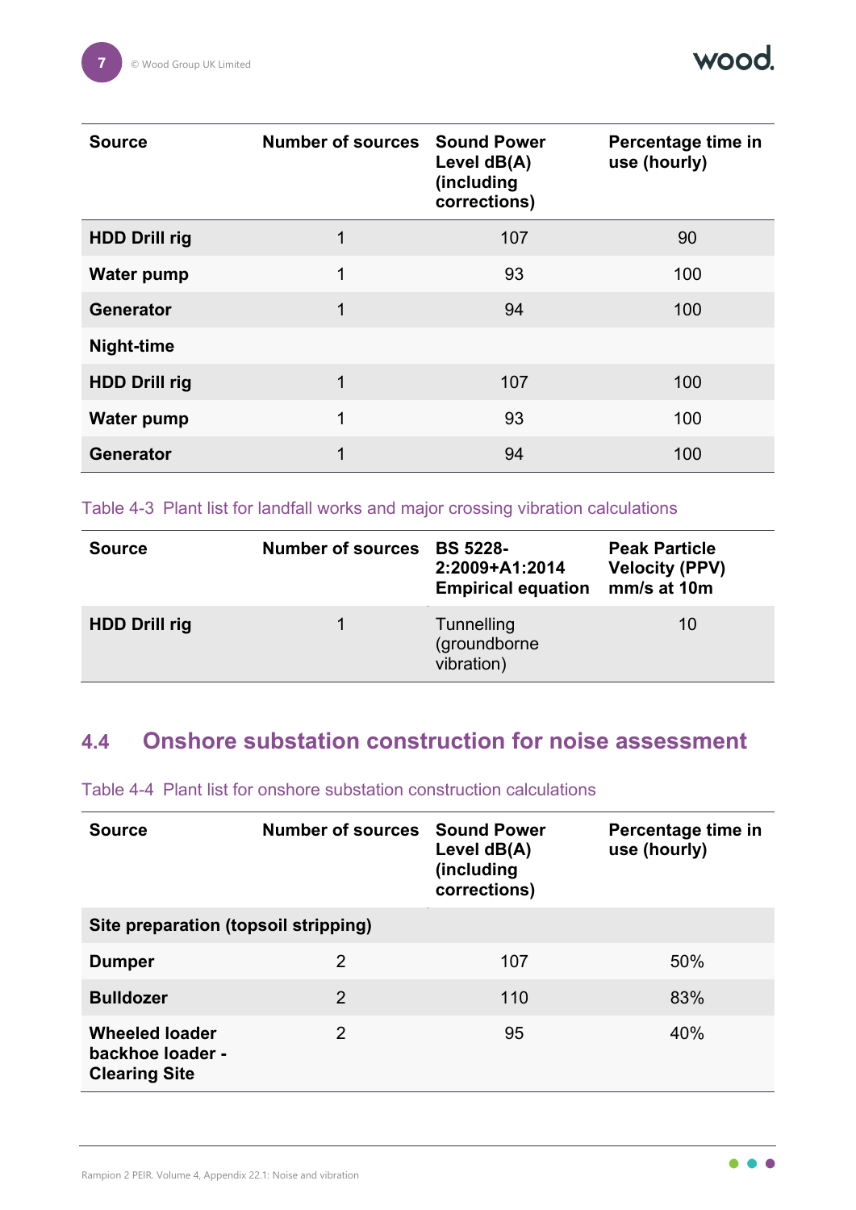| Source | Number of sources | Sound Power Level dB(A) (including corrections) | Percentage time in use (hourly) |
|---|---|---|---|
| **HDD Drill rig** | 1 | 107 | 90 |
| **Water pump** | 1 | 93 | 100 |
| **Generator** | 1 | 94 | 100 |
| **Night-time** | | | |
| **HDD Drill rig** | 1 | 107 | 100 |
| **Water pump** | 1 | 93 | 100 |
| **Generator** | 1 | 94 | 100 |

Table 4-3 Plant list for landfall works and major crossing vibration calculations

| Source | Number of sources | BS 5228-2:2009+A1:2014 Empirical equation | Peak Particle Velocity (PPV) mm/s at 10m |
|---|---|---|---|
| **HDD Drill rig** | 1 | Tunnelling (groundborne vibration) | 10 |

## 4.4 Onshore substation construction for noise assessment

Table 4-4 Plant list for onshore substation construction calculations

| Source | Number of sources | Sound Power Level dB(A) (including corrections) | Percentage time in use (hourly) |
|---|---|---|---|
| **Site preparation (topsoil stripping)** | | | |
| **Dumper** | 2 | 107 | 50% |
| **Bulldozer** | 2 | 110 | 83% |
| **Wheeled loader backhoe loader - Clearing Site** | 2 | 95 | 40% |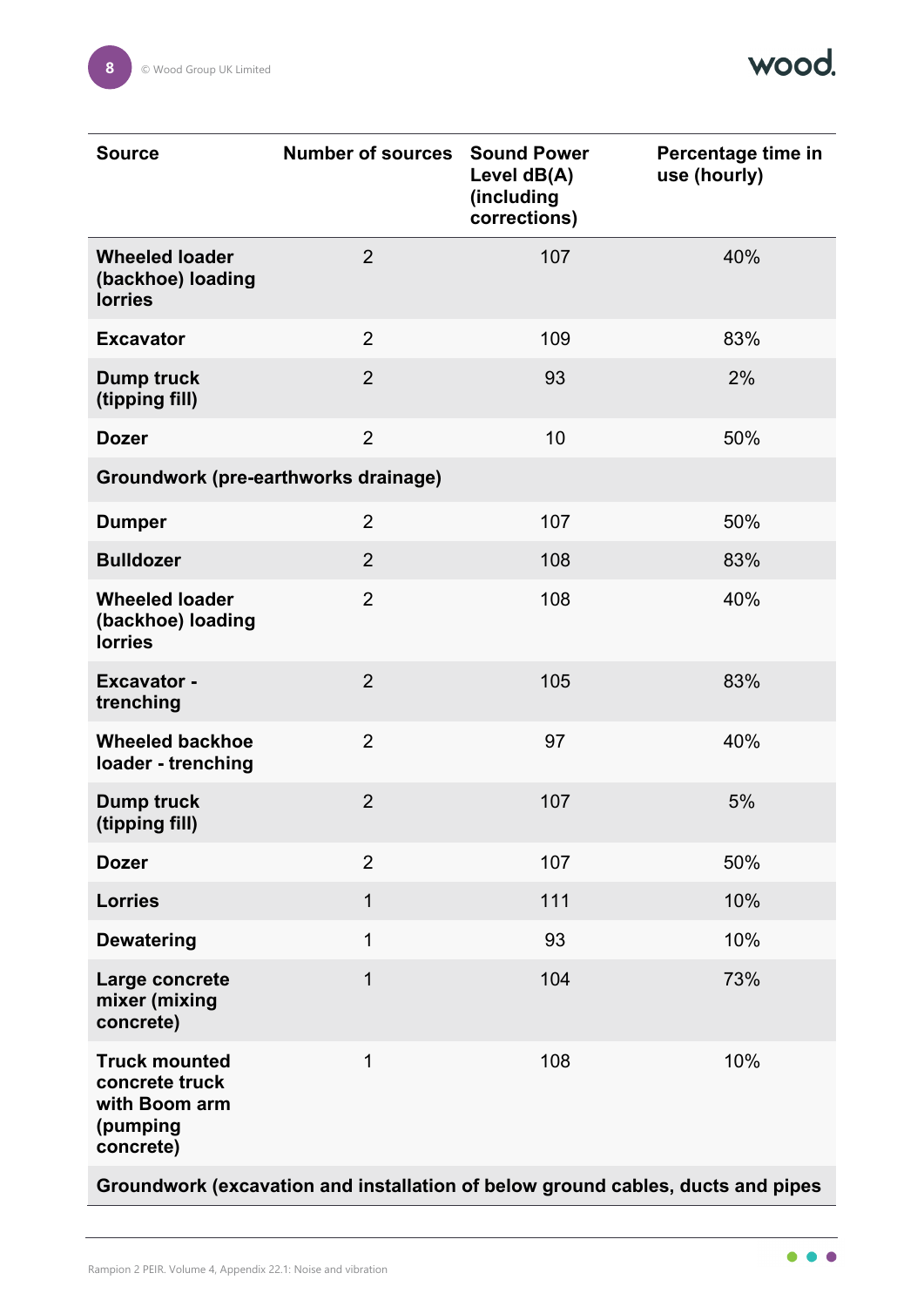| Source | Number of sources | Sound Power Level dB(A) (including corrections) | Percentage time in use (hourly) |
|---|---|---|---|
| **Wheeled loader (backhoe) loading lorries** | 2 | 107 | 40% |
| **Excavator** | 2 | 109 | 83% |
| **Dump truck (tipping fill)** | 2 | 93 | 2% |
| **Dozer** | 2 | 10 | 50% |
| **Groundwork (pre-earthworks drainage)** | | | |
| **Dumper** | 2 | 107 | 50% |
| **Bulldozer** | 2 | 108 | 83% |
| **Wheeled loader (backhoe) loading lorries** | 2 | 108 | 40% |
| **Excavator - trenching** | 2 | 105 | 83% |
| **Wheeled backhoe loader - trenching** | 2 | 97 | 40% |
| **Dump truck (tipping fill)** | 2 | 107 | 5% |
| **Dozer** | 2 | 107 | 50% |
| **Lorries** | 1 | 111 | 10% |
| **Dewatering** | 1 | 93 | 10% |
| **Large concrete mixer (mixing concrete)** | 1 | 104 | 73% |
| **Truck mounted concrete truck with Boom arm (pumping concrete)** | 1 | 108 | 10% |
| **Groundwork (excavation and installation of below ground cables, ducts and pipes** | | | |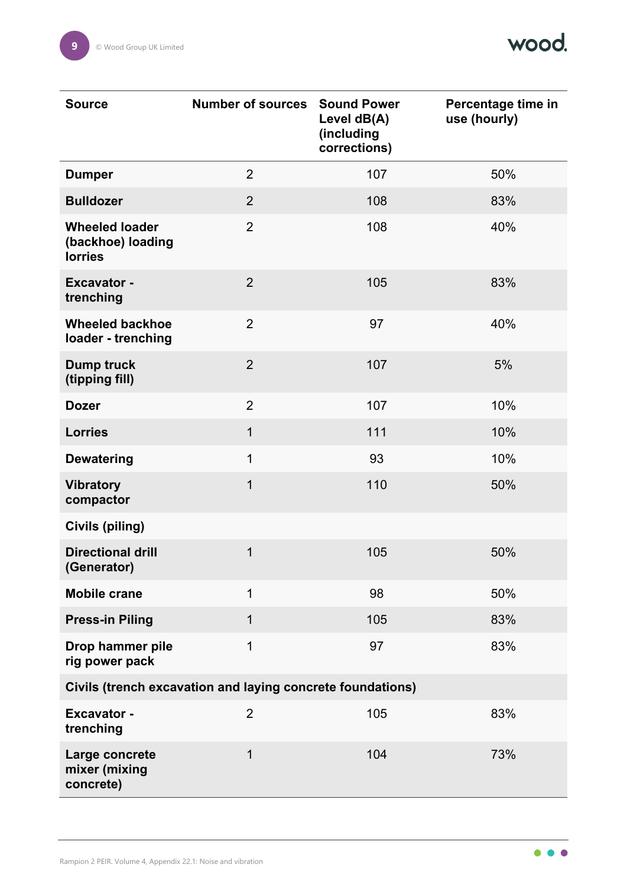| Source | Number of sources | Sound Power Level dB(A) (including corrections) | Percentage time in use (hourly) |
|---|---|---|---|
| **Dumper** | 2 | 107 | 50% |
| **Bulldozer** | 2 | 108 | 83% |
| **Wheeled loader (backhoe) loading lorries** | 2 | 108 | 40% |
| **Excavator - trenching** | 2 | 105 | 83% |
| **Wheeled backhoe loader - trenching** | 2 | 97 | 40% |
| **Dump truck (tipping fill)** | 2 | 107 | 5% |
| **Dozer** | 2 | 107 | 10% |
| **Lorries** | 1 | 111 | 10% |
| **Dewatering** | 1 | 93 | 10% |
| **Vibratory compactor** | 1 | 110 | 50% |
| **Civils (piling)** | | | |
| **Directional drill (Generator)** | 1 | 105 | 50% |
| **Mobile crane** | 1 | 98 | 50% |
| **Press-in Piling** | 1 | 105 | 83% |
| **Drop hammer pile rig power pack** | 1 | 97 | 83% |
| **Civils (trench excavation and laying concrete foundations)** | | | |
| **Excavator - trenching** | 2 | 105 | 83% |
| **Large concrete mixer (mixing concrete)** | 1 | 104 | 73% |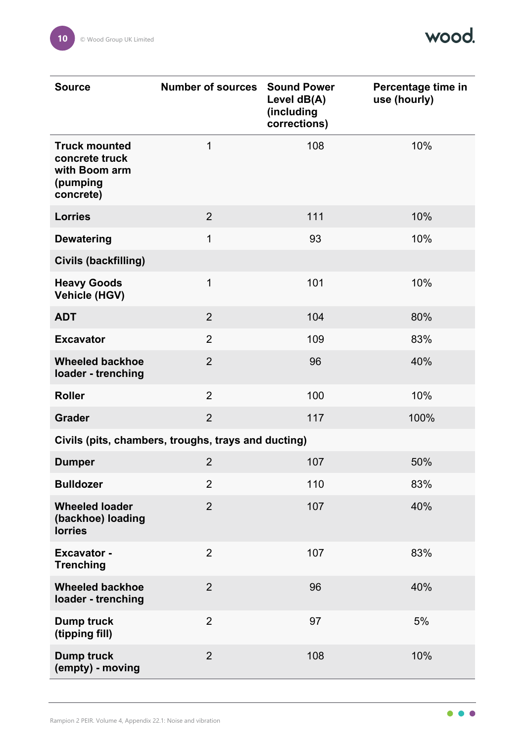| Source | Number of sources | Sound Power Level dB(A) (including corrections) | Percentage time in use (hourly) |
|---|---|---|---|
| **Truck mounted concrete truck with Boom arm (pumping concrete)** | 1 | 108 | 10% |
| **Lorries** | 2 | 111 | 10% |
| **Dewatering** | 1 | 93 | 10% |
| **Civils (backfilling)** | | | |
| **Heavy Goods Vehicle (HGV)** | 1 | 101 | 10% |
| **ADT** | 2 | 104 | 80% |
| **Excavator** | 2 | 109 | 83% |
| **Wheeled backhoe loader - trenching** | 2 | 96 | 40% |
| **Roller** | 2 | 100 | 10% |
| **Grader** | 2 | 117 | 100% |
| **Civils (pits, chambers, troughs, trays and ducting)** | | | |
| **Dumper** | 2 | 107 | 50% |
| **Bulldozer** | 2 | 110 | 83% |
| **Wheeled loader (backhoe) loading lorries** | 2 | 107 | 40% |
| **Excavator - Trenching** | 2 | 107 | 83% |
| **Wheeled backhoe loader - trenching** | 2 | 96 | 40% |
| **Dump truck (tipping fill)** | 2 | 97 | 5% |
| **Dump truck (empty) - moving** | 2 | 108 | 10% |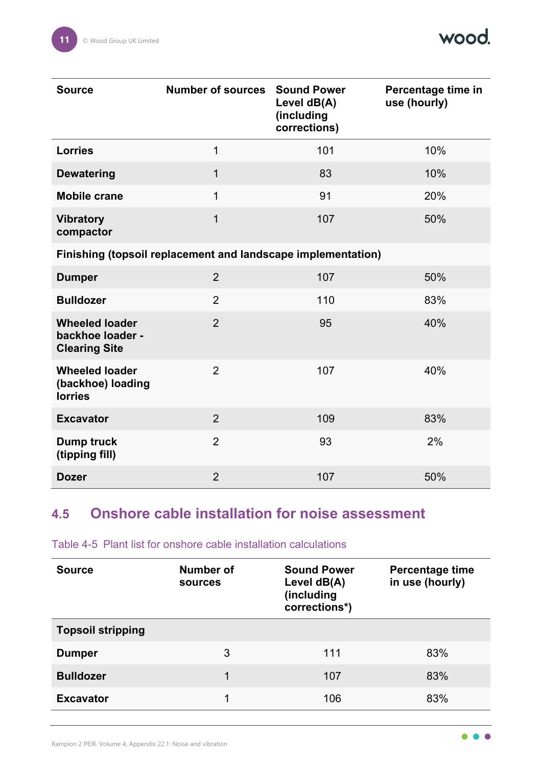| Source | Number of sources | Sound Power Level dB(A) (including corrections) | Percentage time in use (hourly) |
|---|---|---|---|
| **Lorries** | 1 | 101 | 10% |
| **Dewatering** | 1 | 83 | 10% |
| **Mobile crane** | 1 | 91 | 20% |
| **Vibratory compactor** | 1 | 107 | 50% |
| **Finishing (topsoil replacement and landscape implementation)** | | | |
| **Dumper** | 2 | 107 | 50% |
| **Bulldozer** | 2 | 110 | 83% |
| **Wheeled loader backhoe loader - Clearing Site** | 2 | 95 | 40% |
| **Wheeled loader (backhoe) loading lorries** | 2 | 107 | 40% |
| **Excavator** | 2 | 109 | 83% |
| **Dump truck (tipping fill)** | 2 | 93 | 2% |
| **Dozer** | 2 | 107 | 50% |

## 4.5 Onshore cable installation for noise assessment

Table 4-5 Plant list for onshore cable installation calculations

| Source | Number of sources | Sound Power Level dB(A) (including corrections*) | Percentage time in use (hourly) |
|---|---|---|---|
| **Topsoil stripping** | | | |
| **Dumper** | 3 | 111 | 83% |
| **Bulldozer** | 1 | 107 | 83% |
| **Excavator** | 1 | 106 | 83% |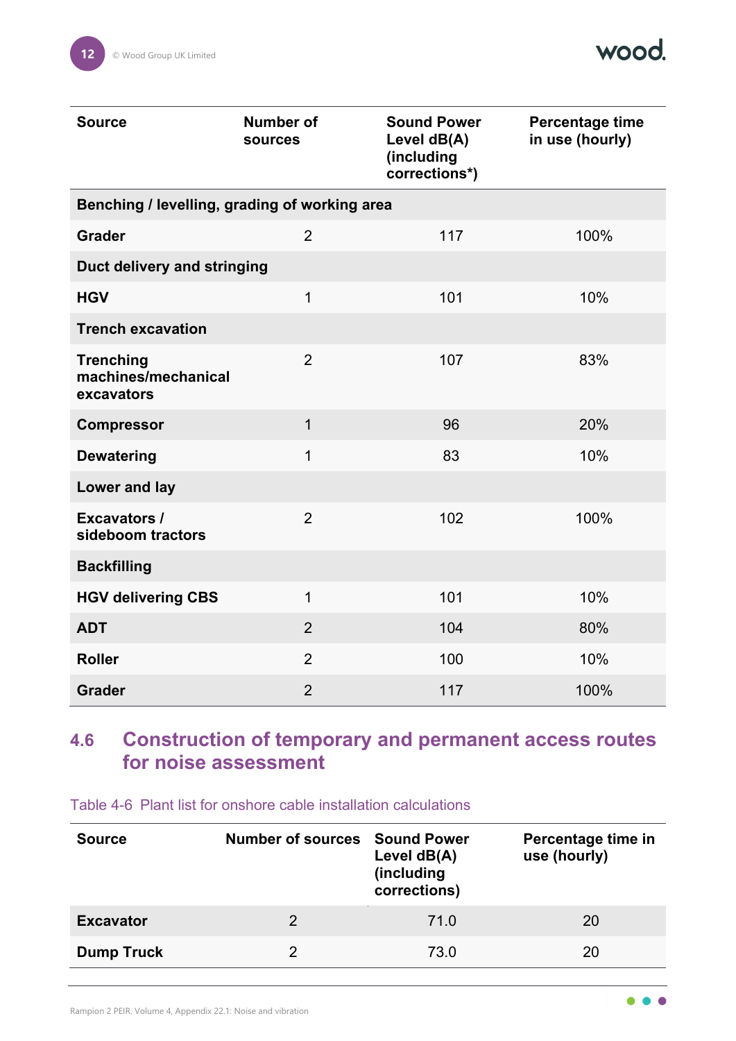| Source | Number of sources | Sound Power Level dB(A) (including corrections*) | Percentage time in use (hourly) |
|---|---|---|---|
| **Benching / levelling, grading of working area** | | | |
| **Grader** | 2 | 117 | 100% |
| **Duct delivery and stringing** | | | |
| **HGV** | 1 | 101 | 10% |
| **Trench excavation** | | | |
| **Trenching machines/mechanical excavators** | 2 | 107 | 83% |
| **Compressor** | 1 | 96 | 20% |
| **Dewatering** | 1 | 83 | 10% |
| **Lower and lay** | | | |
| **Excavators / sideboom tractors** | 2 | 102 | 100% |
| **Backfilling** | | | |
| **HGV delivering CBS** | 1 | 101 | 10% |
| **ADT** | 2 | 104 | 80% |
| **Roller** | 2 | 100 | 10% |
| **Grader** | 2 | 117 | 100% |

## 4.6 Construction of temporary and permanent access routes for noise assessment

Table 4-6 Plant list for onshore cable installation calculations

| Source | Number of sources | Sound Power Level dB(A) (including corrections) | Percentage time in use (hourly) |
|---|---|---|---|
| **Excavator** | 2 | 71.0 | 20 |
| **Dump Truck** | 2 | 73.0 | 20 |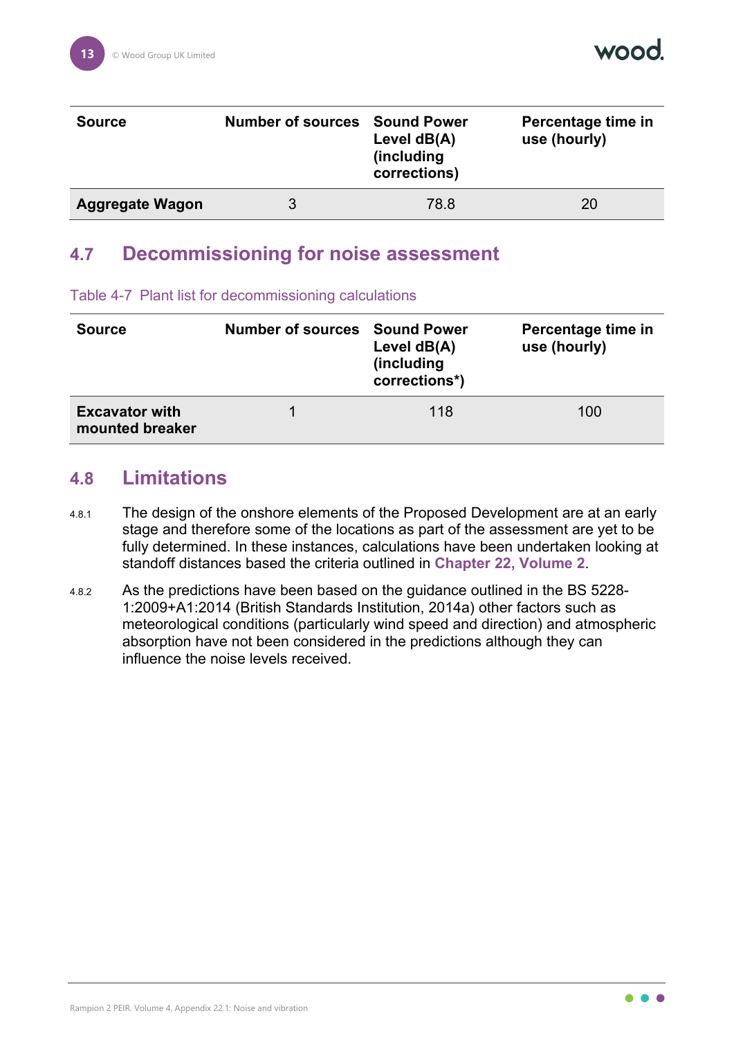| Source | Number of sources | Sound Power Level dB(A) (including corrections) | Percentage time in use (hourly) |
|---|---|---|---|
| **Aggregate Wagon** | 3 | 78.8 | 20 |

## 4.7 Decommissioning for noise assessment

Table 4-7 Plant list for decommissioning calculations

| Source | Number of sources | Sound Power Level dB(A) (including corrections*) | Percentage time in use (hourly) |
|---|---|---|---|
| **Excavator with mounted breaker** | 1 | 118 | 100 |

## 4.8 Limitations

4.8.1 The design of the onshore elements of the Proposed Development are at an early stage and therefore some of the locations as part of the assessment are yet to be fully determined. In these instances, calculations have been undertaken looking at standoff distances based the criteria outlined in **Chapter 22, Volume 2**.

4.8.2 As the predictions have been based on the guidance outlined in the BS 5228-1:2009+A1:2014 (British Standards Institution, 2014a) other factors such as meteorological conditions (particularly wind speed and direction) and atmospheric absorption have not been considered in the predictions although they can influence the noise levels received.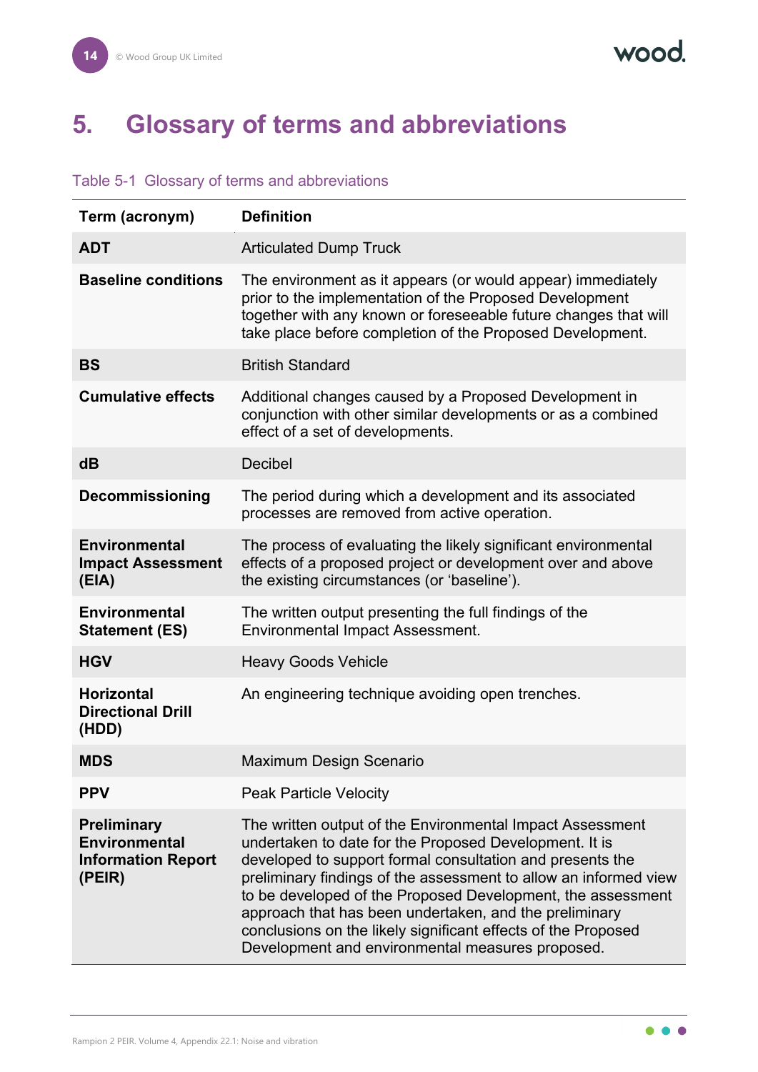# 5. Glossary of terms and abbreviations

Table 5-1 Glossary of terms and abbreviations

| Term (acronym) | Definition |
|---|---|
| **ADT** | Articulated Dump Truck |
| **Baseline conditions** | The environment as it appears (or would appear) immediately prior to the implementation of the Proposed Development together with any known or foreseeable future changes that will take place before completion of the Proposed Development. |
| **BS** | British Standard |
| **Cumulative effects** | Additional changes caused by a Proposed Development in conjunction with other similar developments or as a combined effect of a set of developments. |
| **dB** | Decibel |
| **Decommissioning** | The period during which a development and its associated processes are removed from active operation. |
| **Environmental Impact Assessment (EIA)** | The process of evaluating the likely significant environmental effects of a proposed project or development over and above the existing circumstances (or 'baseline'). |
| **Environmental Statement (ES)** | The written output presenting the full findings of the Environmental Impact Assessment. |
| **HGV** | Heavy Goods Vehicle |
| **Horizontal Directional Drill (HDD)** | An engineering technique avoiding open trenches. |
| **MDS** | Maximum Design Scenario |
| **PPV** | Peak Particle Velocity |
| **Preliminary Environmental Information Report (PEIR)** | The written output of the Environmental Impact Assessment undertaken to date for the Proposed Development. It is developed to support formal consultation and presents the preliminary findings of the assessment to allow an informed view to be developed of the Proposed Development, the assessment approach that has been undertaken, and the preliminary conclusions on the likely significant effects of the Proposed Development and environmental measures proposed. |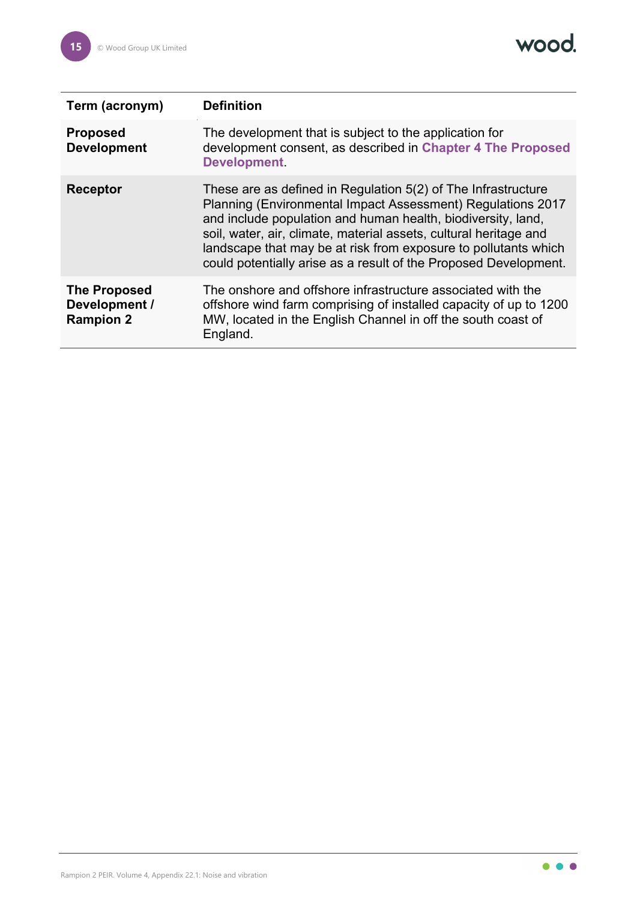| Term (acronym) | Definition |
|---|---|
| **Proposed Development** | The development that is subject to the application for development consent, as described in **Chapter 4 The Proposed Development**. |
| **Receptor** | These are as defined in Regulation 5(2) of The Infrastructure Planning (Environmental Impact Assessment) Regulations 2017 and include population and human health, biodiversity, land, soil, water, air, climate, material assets, cultural heritage and landscape that may be at risk from exposure to pollutants which could potentially arise as a result of the Proposed Development. |
| **The Proposed Development / Rampion 2** | The onshore and offshore infrastructure associated with the offshore wind farm comprising of installed capacity of up to 1200 MW, located in the English Channel in off the south coast of England. |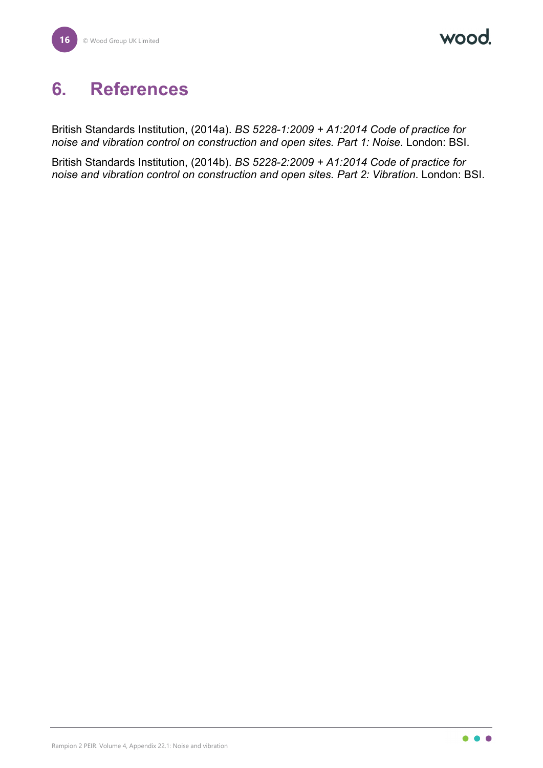# 6. References

British Standards Institution, (2014a). *BS 5228-1:2009 + A1:2014 Code of practice for noise and vibration control on construction and open sites. Part 1: Noise*. London: BSI.

British Standards Institution, (2014b). *BS 5228-2:2009 + A1:2014 Code of practice for noise and vibration control on construction and open sites. Part 2: Vibration*. London: BSI.